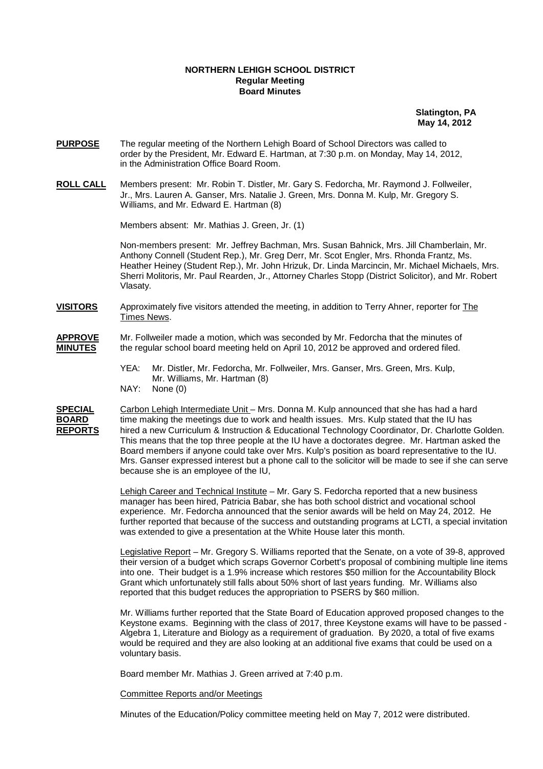**NORTHERN LEHIGH SCHOOL DISTRICT**
**Regular Meeting**
**Board Minutes**

**Slatington, PA**
**May 14, 2012**

**PURPOSE** The regular meeting of the Northern Lehigh Board of School Directors was called to order by the President, Mr. Edward E. Hartman, at 7:30 p.m. on Monday, May 14, 2012, in the Administration Office Board Room.

**ROLL CALL** Members present: Mr. Robin T. Distler, Mr. Gary S. Fedorcha, Mr. Raymond J. Follweiler, Jr., Mrs. Lauren A. Ganser, Mrs. Natalie J. Green, Mrs. Donna M. Kulp, Mr. Gregory S. Williams, and Mr. Edward E. Hartman (8)

Members absent: Mr. Mathias J. Green, Jr. (1)

Non-members present: Mr. Jeffrey Bachman, Mrs. Susan Bahnick, Mrs. Jill Chamberlain, Mr. Anthony Connell (Student Rep.), Mr. Greg Derr, Mr. Scot Engler, Mrs. Rhonda Frantz, Ms. Heather Heiney (Student Rep.), Mr. John Hrizuk, Dr. Linda Marcincin, Mr. Michael Michaels, Mrs. Sherri Molitoris, Mr. Paul Rearden, Jr., Attorney Charles Stopp (District Solicitor), and Mr. Robert Vlasaty.

**VISITORS** Approximately five visitors attended the meeting, in addition to Terry Ahner, reporter for The Times News.

**APPROVE MINUTES** Mr. Follweiler made a motion, which was seconded by Mr. Fedorcha that the minutes of the regular school board meeting held on April 10, 2012 be approved and ordered filed.

YEA: Mr. Distler, Mr. Fedorcha, Mr. Follweiler, Mrs. Ganser, Mrs. Green, Mrs. Kulp, Mr. Williams, Mr. Hartman (8)
NAY: None (0)

**SPECIAL BOARD REPORTS** Carbon Lehigh Intermediate Unit – Mrs. Donna M. Kulp announced that she has had a hard time making the meetings due to work and health issues. Mrs. Kulp stated that the IU has hired a new Curriculum & Instruction & Educational Technology Coordinator, Dr. Charlotte Golden. This means that the top three people at the IU have a doctorates degree. Mr. Hartman asked the Board members if anyone could take over Mrs. Kulp's position as board representative to the IU. Mrs. Ganser expressed interest but a phone call to the solicitor will be made to see if she can serve because she is an employee of the IU,

Lehigh Career and Technical Institute – Mr. Gary S. Fedorcha reported that a new business manager has been hired, Patricia Babar, she has both school district and vocational school experience. Mr. Fedorcha announced that the senior awards will be held on May 24, 2012. He further reported that because of the success and outstanding programs at LCTI, a special invitation was extended to give a presentation at the White House later this month.

Legislative Report – Mr. Gregory S. Williams reported that the Senate, on a vote of 39-8, approved their version of a budget which scraps Governor Corbett's proposal of combining multiple line items into one. Their budget is a 1.9% increase which restores $50 million for the Accountability Block Grant which unfortunately still falls about 50% short of last years funding. Mr. Williams also reported that this budget reduces the appropriation to PSERS by $60 million.

Mr. Williams further reported that the State Board of Education approved proposed changes to the Keystone exams. Beginning with the class of 2017, three Keystone exams will have to be passed - Algebra 1, Literature and Biology as a requirement of graduation. By 2020, a total of five exams would be required and they are also looking at an additional five exams that could be used on a voluntary basis.

Board member Mr. Mathias J. Green arrived at 7:40 p.m.

Committee Reports and/or Meetings

Minutes of the Education/Policy committee meeting held on May 7, 2012 were distributed.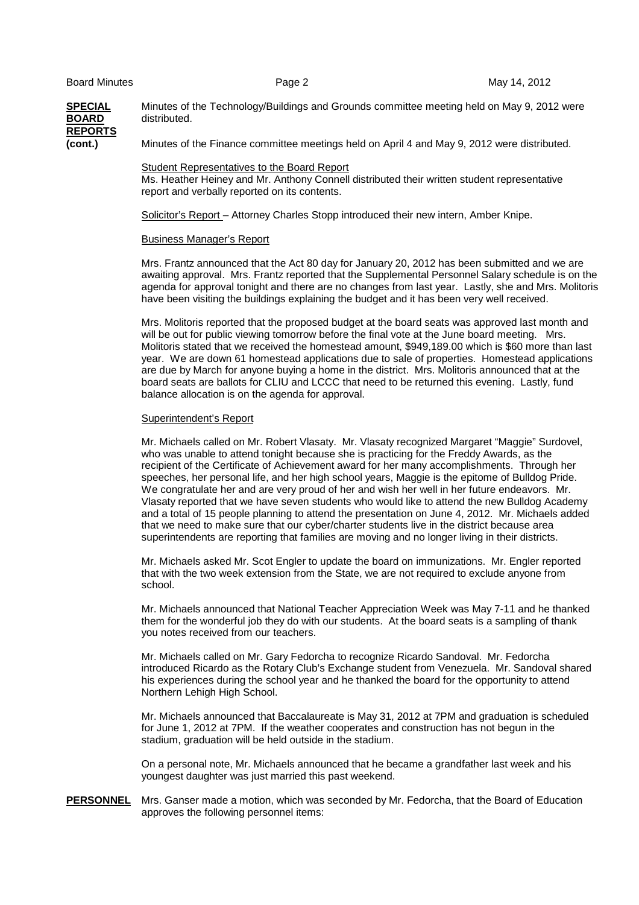**SPECIAL BOARD REPORTS (cont.)**

Minutes of the Technology/Buildings and Grounds committee meeting held on May 9, 2012 were distributed.

Minutes of the Finance committee meetings held on April 4 and May 9, 2012 were distributed.

Student Representatives to the Board Report
Ms. Heather Heiney and Mr. Anthony Connell distributed their written student representative report and verbally reported on its contents.

Solicitor's Report – Attorney Charles Stopp introduced their new intern, Amber Knipe.

Business Manager's Report

Mrs. Frantz announced that the Act 80 day for January 20, 2012 has been submitted and we are awaiting approval. Mrs. Frantz reported that the Supplemental Personnel Salary schedule is on the agenda for approval tonight and there are no changes from last year. Lastly, she and Mrs. Molitoris have been visiting the buildings explaining the budget and it has been very well received.

Mrs. Molitoris reported that the proposed budget at the board seats was approved last month and will be out for public viewing tomorrow before the final vote at the June board meeting. Mrs. Molitoris stated that we received the homestead amount, $949,189.00 which is $60 more than last year. We are down 61 homestead applications due to sale of properties. Homestead applications are due by March for anyone buying a home in the district. Mrs. Molitoris announced that at the board seats are ballots for CLIU and LCCC that need to be returned this evening. Lastly, fund balance allocation is on the agenda for approval.

Superintendent's Report

Mr. Michaels called on Mr. Robert Vlasaty. Mr. Vlasaty recognized Margaret "Maggie" Surdovel, who was unable to attend tonight because she is practicing for the Freddy Awards, as the recipient of the Certificate of Achievement award for her many accomplishments. Through her speeches, her personal life, and her high school years, Maggie is the epitome of Bulldog Pride. We congratulate her and are very proud of her and wish her well in her future endeavors. Mr. Vlasaty reported that we have seven students who would like to attend the new Bulldog Academy and a total of 15 people planning to attend the presentation on June 4, 2012. Mr. Michaels added that we need to make sure that our cyber/charter students live in the district because area superintendents are reporting that families are moving and no longer living in their districts.

Mr. Michaels asked Mr. Scot Engler to update the board on immunizations. Mr. Engler reported that with the two week extension from the State, we are not required to exclude anyone from school.

Mr. Michaels announced that National Teacher Appreciation Week was May 7-11 and he thanked them for the wonderful job they do with our students. At the board seats is a sampling of thank you notes received from our teachers.

Mr. Michaels called on Mr. Gary Fedorcha to recognize Ricardo Sandoval. Mr. Fedorcha introduced Ricardo as the Rotary Club's Exchange student from Venezuela. Mr. Sandoval shared his experiences during the school year and he thanked the board for the opportunity to attend Northern Lehigh High School.

Mr. Michaels announced that Baccalaureate is May 31, 2012 at 7PM and graduation is scheduled for June 1, 2012 at 7PM. If the weather cooperates and construction has not begun in the stadium, graduation will be held outside in the stadium.

On a personal note, Mr. Michaels announced that he became a grandfather last week and his youngest daughter was just married this past weekend.

**PERSONNEL**

Mrs. Ganser made a motion, which was seconded by Mr. Fedorcha, that the Board of Education approves the following personnel items: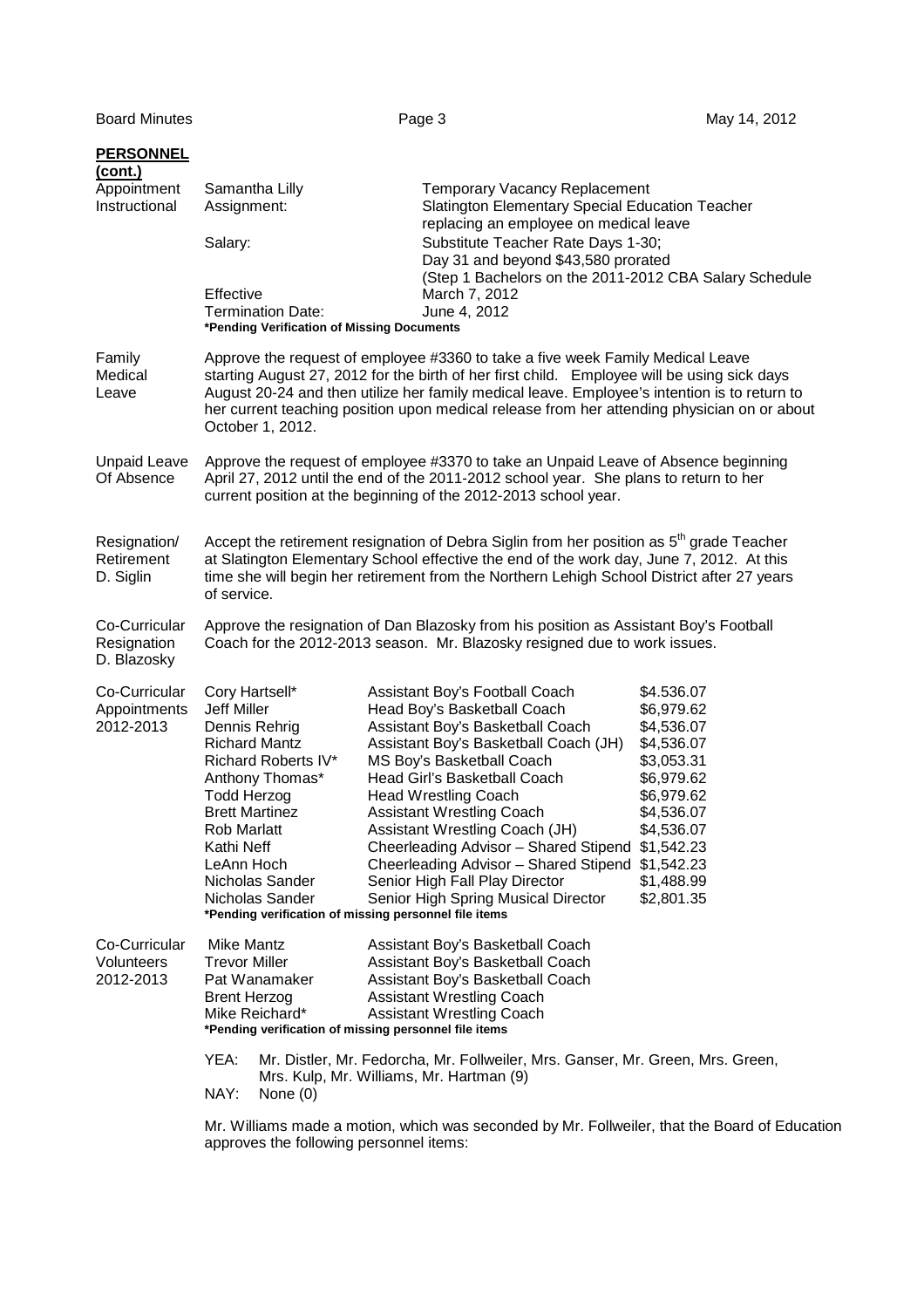**PERSONNEL (cont.)**

**Appointment Instructional**

| | |
|---|---|
| Samantha Lilly | Temporary Vacancy Replacement |
| Assignment: | Slatington Elementary Special Education Teacher replacing an employee on medical leave |
| Salary: | Substitute Teacher Rate Days 1-30; Day 31 and beyond $43,580 prorated (Step 1 Bachelors on the 2011-2012 CBA Salary Schedule |
| Effective | March 7, 2012 |
| Termination Date: | June 4, 2012 |

**\*Pending Verification of Missing Documents**

**Family Medical Leave**

Approve the request of employee #3360 to take a five week Family Medical Leave starting August 27, 2012 for the birth of her first child. Employee will be using sick days August 20-24 and then utilize her family medical leave. Employee's intention is to return to her current teaching position upon medical release from her attending physician on or about October 1, 2012.

**Unpaid Leave Of Absence**

Approve the request of employee #3370 to take an Unpaid Leave of Absence beginning April 27, 2012 until the end of the 2011-2012 school year. She plans to return to her current position at the beginning of the 2012-2013 school year.

**Resignation/ Retirement D. Siglin**

Accept the retirement resignation of Debra Siglin from her position as 5th grade Teacher at Slatington Elementary School effective the end of the work day, June 7, 2012. At this time she will begin her retirement from the Northern Lehigh School District after 27 years of service.

**Co-Curricular Resignation D. Blazosky**

Approve the resignation of Dan Blazosky from his position as Assistant Boy's Football Coach for the 2012-2013 season. Mr. Blazosky resigned due to work issues.

**Co-Curricular Appointments 2012-2013**

| | | |
|---|---|---|
| Cory Hartsell* | Assistant Boy's Football Coach | $4.536.07 |
| Jeff Miller | Head Boy's Basketball Coach | $6,979.62 |
| Dennis Rehrig | Assistant Boy's Basketball Coach | $4,536.07 |
| Richard Mantz | Assistant Boy's Basketball Coach (JH) | $4,536.07 |
| Richard Roberts IV* | MS Boy's Basketball Coach | $3,053.31 |
| Anthony Thomas* | Head Girl's Basketball Coach | $6,979.62 |
| Todd Herzog | Head Wrestling Coach | $6,979.62 |
| Brett Martinez | Assistant Wrestling Coach | $4,536.07 |
| Rob Marlatt | Assistant Wrestling Coach (JH) | $4,536.07 |
| Kathi Neff | Cheerleading Advisor – Shared Stipend | $1,542.23 |
| LeAnn Hoch | Cheerleading Advisor – Shared Stipend | $1,542.23 |
| Nicholas Sander | Senior High Fall Play Director | $1,488.99 |
| Nicholas Sander | Senior High Spring Musical Director | $2,801.35 |

**\*Pending verification of missing personnel file items**

**Co-Curricular Volunteers 2012-2013**

| | |
|---|---|
| Mike Mantz | Assistant Boy's Basketball Coach |
| Trevor Miller | Assistant Boy's Basketball Coach |
| Pat Wanamaker | Assistant Boy's Basketball Coach |
| Brent Herzog | Assistant Wrestling Coach |
| Mike Reichard* | Assistant Wrestling Coach |

**\*Pending verification of missing personnel file items**

YEA: Mr. Distler, Mr. Fedorcha, Mr. Follweiler, Mrs. Ganser, Mr. Green, Mrs. Green, Mrs. Kulp, Mr. Williams, Mr. Hartman (9)
NAY: None (0)

Mr. Williams made a motion, which was seconded by Mr. Follweiler, that the Board of Education approves the following personnel items: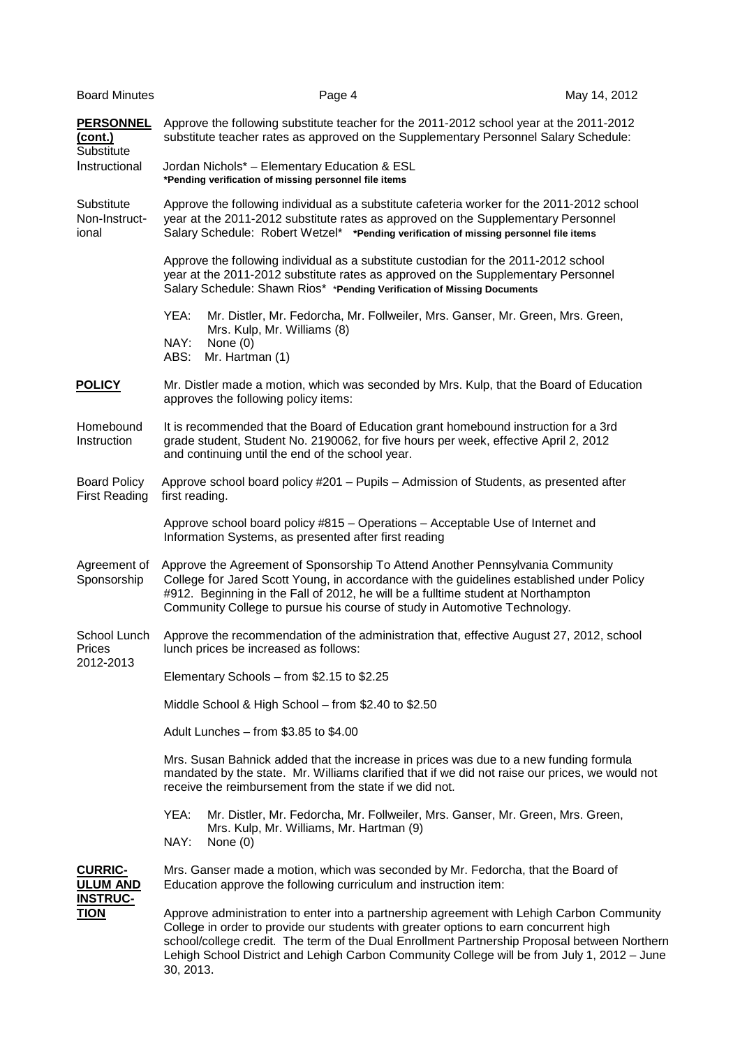**PERSONNEL (cont.)**

Substitute Instructional

Approve the following substitute teacher for the 2011-2012 school year at the 2011-2012 substitute teacher rates as approved on the Supplementary Personnel Salary Schedule:

Jordan Nichols* – Elementary Education & ESL
**\*Pending verification of missing personnel file items**

Substitute Non-Instructional

Approve the following individual as a substitute cafeteria worker for the 2011-2012 school year at the 2011-2012 substitute rates as approved on the Supplementary Personnel Salary Schedule: Robert Wetzel* **\*Pending verification of missing personnel file items**

Approve the following individual as a substitute custodian for the 2011-2012 school year at the 2011-2012 substitute rates as approved on the Supplementary Personnel Salary Schedule: Shawn Rios* **\*Pending Verification of Missing Documents**

YEA: Mr. Distler, Mr. Fedorcha, Mr. Follweiler, Mrs. Ganser, Mr. Green, Mrs. Green, Mrs. Kulp, Mr. Williams (8)
NAY: None (0)
ABS: Mr. Hartman (1)

**POLICY**

Mr. Distler made a motion, which was seconded by Mrs. Kulp, that the Board of Education approves the following policy items:

Homebound Instruction

It is recommended that the Board of Education grant homebound instruction for a 3rd grade student, Student No. 2190062, for five hours per week, effective April 2, 2012 and continuing until the end of the school year.

Board Policy First Reading

Approve school board policy #201 – Pupils – Admission of Students, as presented after first reading.

Approve school board policy #815 – Operations – Acceptable Use of Internet and Information Systems, as presented after first reading

Agreement of Sponsorship

Approve the Agreement of Sponsorship To Attend Another Pennsylvania Community College for Jared Scott Young, in accordance with the guidelines established under Policy #912. Beginning in the Fall of 2012, he will be a fulltime student at Northampton Community College to pursue his course of study in Automotive Technology.

School Lunch Prices 2012-2013

Approve the recommendation of the administration that, effective August 27, 2012, school lunch prices be increased as follows:

Elementary Schools – from $2.15 to $2.25

Middle School & High School – from $2.40 to $2.50

Adult Lunches – from $3.85 to $4.00

Mrs. Susan Bahnick added that the increase in prices was due to a new funding formula mandated by the state. Mr. Williams clarified that if we did not raise our prices, we would not receive the reimbursement from the state if we did not.

YEA: Mr. Distler, Mr. Fedorcha, Mr. Follweiler, Mrs. Ganser, Mr. Green, Mrs. Green, Mrs. Kulp, Mr. Williams, Mr. Hartman (9)
NAY: None (0)

**CURRICULUM AND INSTRUCTION**

Mrs. Ganser made a motion, which was seconded by Mr. Fedorcha, that the Board of Education approve the following curriculum and instruction item:

Approve administration to enter into a partnership agreement with Lehigh Carbon Community College in order to provide our students with greater options to earn concurrent high school/college credit. The term of the Dual Enrollment Partnership Proposal between Northern Lehigh School District and Lehigh Carbon Community College will be from July 1, 2012 – June 30, 2013.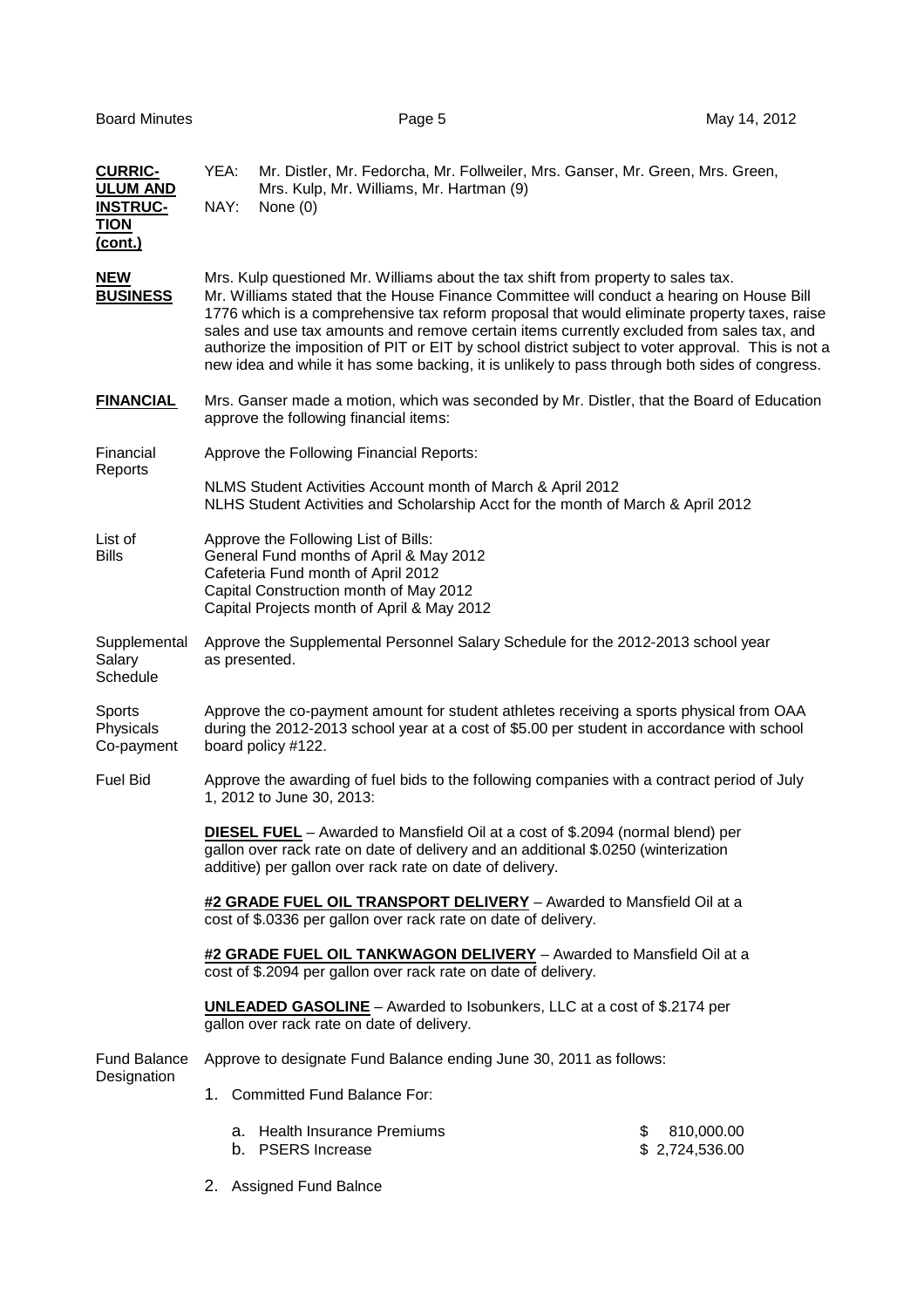**CURRICULUM AND INSTRUCTION (cont.)**

YEA: Mr. Distler, Mr. Fedorcha, Mr. Follweiler, Mrs. Ganser, Mr. Green, Mrs. Green, Mrs. Kulp, Mr. Williams, Mr. Hartman (9)
NAY: None (0)

**NEW BUSINESS**

Mrs. Kulp questioned Mr. Williams about the tax shift from property to sales tax. Mr. Williams stated that the House Finance Committee will conduct a hearing on House Bill 1776 which is a comprehensive tax reform proposal that would eliminate property taxes, raise sales and use tax amounts and remove certain items currently excluded from sales tax, and authorize the imposition of PIT or EIT by school district subject to voter approval. This is not a new idea and while it has some backing, it is unlikely to pass through both sides of congress.

**FINANCIAL**

Mrs. Ganser made a motion, which was seconded by Mr. Distler, that the Board of Education approve the following financial items:

Financial Reports

Approve the Following Financial Reports:

NLMS Student Activities Account month of March & April 2012
NLHS Student Activities and Scholarship Acct for the month of March & April 2012

List of Bills

Approve the Following List of Bills:
General Fund months of April & May 2012
Cafeteria Fund month of April 2012
Capital Construction month of May 2012
Capital Projects month of April & May 2012

Supplemental Salary Schedule

Approve the Supplemental Personnel Salary Schedule for the 2012-2013 school year as presented.

Sports Physicals Co-payment

Approve the co-payment amount for student athletes receiving a sports physical from OAA during the 2012-2013 school year at a cost of $5.00 per student in accordance with school board policy #122.

Fuel Bid

Approve the awarding of fuel bids to the following companies with a contract period of July 1, 2012 to June 30, 2013:

**DIESEL FUEL** – Awarded to Mansfield Oil at a cost of $.2094 (normal blend) per gallon over rack rate on date of delivery and an additional $.0250 (winterization additive) per gallon over rack rate on date of delivery.

**#2 GRADE FUEL OIL TRANSPORT DELIVERY** – Awarded to Mansfield Oil at a cost of $.0336 per gallon over rack rate on date of delivery.

**#2 GRADE FUEL OIL TANKWAGON DELIVERY** – Awarded to Mansfield Oil at a cost of $.2094 per gallon over rack rate on date of delivery.

**UNLEADED GASOLINE** – Awarded to Isobunkers, LLC at a cost of $.2174 per gallon over rack rate on date of delivery.

Fund Balance Designation

Approve to designate Fund Balance ending June 30, 2011 as follows:

1. Committed Fund Balance For:

   a. Health Insurance Premiums $ 810,000.00
   b. PSERS Increase $ 2,724,536.00

2. Assigned Fund Balnce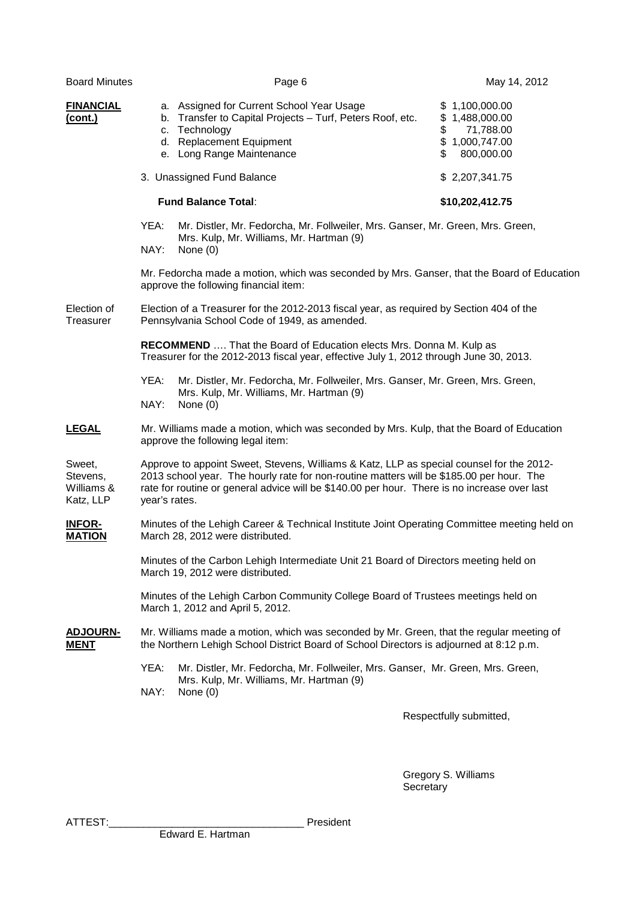**FINANCIAL (cont.)**

| | |
|---|---|
| a. Assigned for Current School Year Usage | \$ 1,100,000.00 |
| b. Transfer to Capital Projects – Turf, Peters Roof, etc. | \$ 1,488,000.00 |
| c. Technology | \$ 71,788.00 |
| d. Replacement Equipment | \$ 1,000,747.00 |
| e. Long Range Maintenance | \$ 800,000.00 |
| 3. Unassigned Fund Balance | \$ 2,207,341.75 |
| **Fund Balance Total**: | **\$10,202,412.75** |

YEA: Mr. Distler, Mr. Fedorcha, Mr. Follweiler, Mrs. Ganser, Mr. Green, Mrs. Green, Mrs. Kulp, Mr. Williams, Mr. Hartman (9)
NAY: None (0)

Mr. Fedorcha made a motion, which was seconded by Mrs. Ganser, that the Board of Education approve the following financial item:

Election of Treasurer

Election of a Treasurer for the 2012-2013 fiscal year, as required by Section 404 of the Pennsylvania School Code of 1949, as amended.

**RECOMMEND** …. That the Board of Education elects Mrs. Donna M. Kulp as Treasurer for the 2012-2013 fiscal year, effective July 1, 2012 through June 30, 2013.

YEA: Mr. Distler, Mr. Fedorcha, Mr. Follweiler, Mrs. Ganser, Mr. Green, Mrs. Green, Mrs. Kulp, Mr. Williams, Mr. Hartman (9)
NAY: None (0)

**LEGAL**

Mr. Williams made a motion, which was seconded by Mrs. Kulp, that the Board of Education approve the following legal item:

Sweet, Stevens, Williams & Katz, LLP

Approve to appoint Sweet, Stevens, Williams & Katz, LLP as special counsel for the 2012-2013 school year. The hourly rate for non-routine matters will be \$185.00 per hour. The rate for routine or general advice will be \$140.00 per hour. There is no increase over last year's rates.

**INFORMATION**

Minutes of the Lehigh Career & Technical Institute Joint Operating Committee meeting held on March 28, 2012 were distributed.

Minutes of the Carbon Lehigh Intermediate Unit 21 Board of Directors meeting held on March 19, 2012 were distributed.

Minutes of the Lehigh Carbon Community College Board of Trustees meetings held on March 1, 2012 and April 5, 2012.

**ADJOURNMENT**

Mr. Williams made a motion, which was seconded by Mr. Green, that the regular meeting of the Northern Lehigh School District Board of School Directors is adjourned at 8:12 p.m.

YEA: Mr. Distler, Mr. Fedorcha, Mr. Follweiler, Mrs. Ganser, Mr. Green, Mrs. Green, Mrs. Kulp, Mr. Williams, Mr. Hartman (9)
NAY: None (0)

Respectfully submitted,

Gregory S. Williams
Secretary

ATTEST:_________________________________ President
Edward E. Hartman